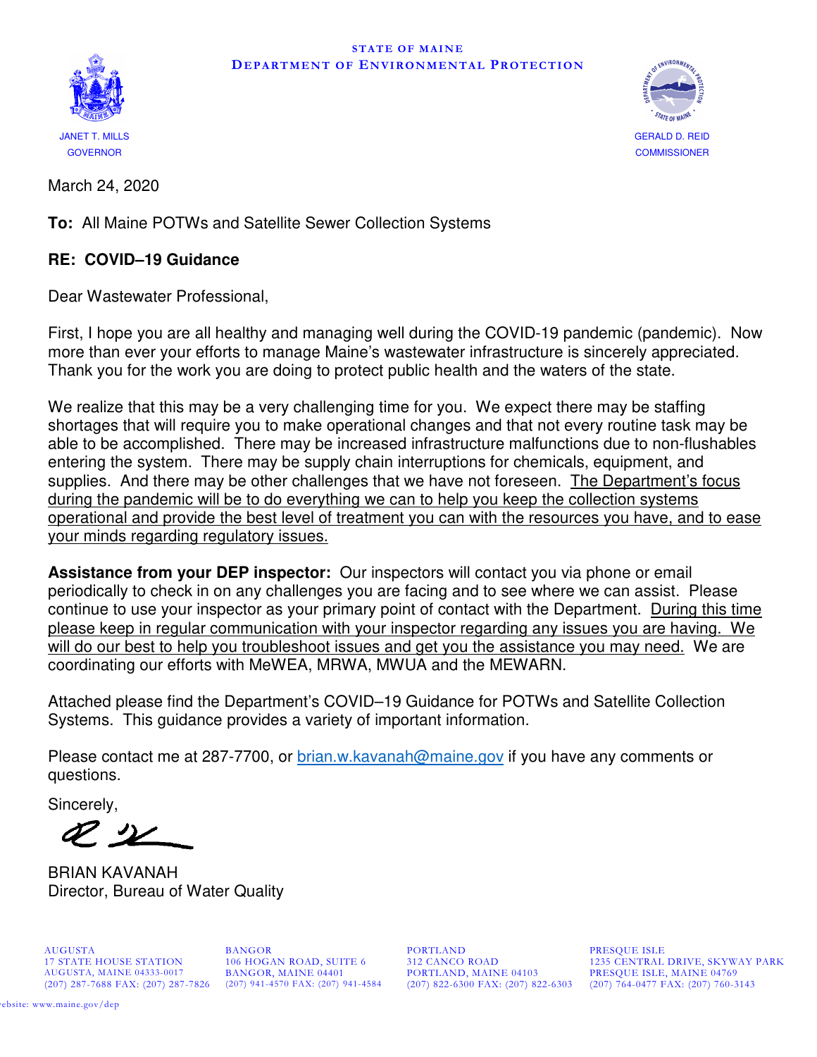STATE OF MAINE
DEPARTMENT OF ENVIRONMENTAL PROTECTION

JANET T. MILLS
GOVERNOR

GERALD D. REID
COMMISSIONER

March 24, 2020

**To:** All Maine POTWs and Satellite Sewer Collection Systems

**RE: COVID–19 Guidance**

Dear Wastewater Professional,

First, I hope you are all healthy and managing well during the COVID-19 pandemic (pandemic). Now more than ever your efforts to manage Maine's wastewater infrastructure is sincerely appreciated. Thank you for the work you are doing to protect public health and the waters of the state.

We realize that this may be a very challenging time for you. We expect there may be staffing shortages that will require you to make operational changes and that not every routine task may be able to be accomplished. There may be increased infrastructure malfunctions due to non-flushables entering the system. There may be supply chain interruptions for chemicals, equipment, and supplies. And there may be other challenges that we have not foreseen. The Department's focus during the pandemic will be to do everything we can to help you keep the collection systems operational and provide the best level of treatment you can with the resources you have, and to ease your minds regarding regulatory issues.

**Assistance from your DEP inspector:** Our inspectors will contact you via phone or email periodically to check in on any challenges you are facing and to see where we can assist. Please continue to use your inspector as your primary point of contact with the Department. During this time please keep in regular communication with your inspector regarding any issues you are having. We will do our best to help you troubleshoot issues and get you the assistance you may need. We are coordinating our efforts with MeWEA, MRWA, MWUA and the MEWARN.

Attached please find the Department's COVID–19 Guidance for POTWs and Satellite Collection Systems. This guidance provides a variety of important information.

Please contact me at 287-7700, or brian.w.kavanah@maine.gov if you have any comments or questions.

Sincerely,

BRIAN KAVANAH
Director, Bureau of Water Quality

AUGUSTA
17 STATE HOUSE STATION
AUGUSTA, MAINE 04333-0017
(207) 287-7688 FAX: (207) 287-7826

BANGOR
106 HOGAN ROAD, SUITE 6
BANGOR, MAINE 04401
(207) 941-4570 FAX: (207) 941-4584

PORTLAND
312 CANCO ROAD
PORTLAND, MAINE 04103
(207) 822-6300 FAX: (207) 822-6303

PRESQUE ISLE
1235 CENTRAL DRIVE, SKYWAY PARK
PRESQUE ISLE, MAINE 04769
(207) 764-0477 FAX: (207) 760-3143

website: www.maine.gov/dep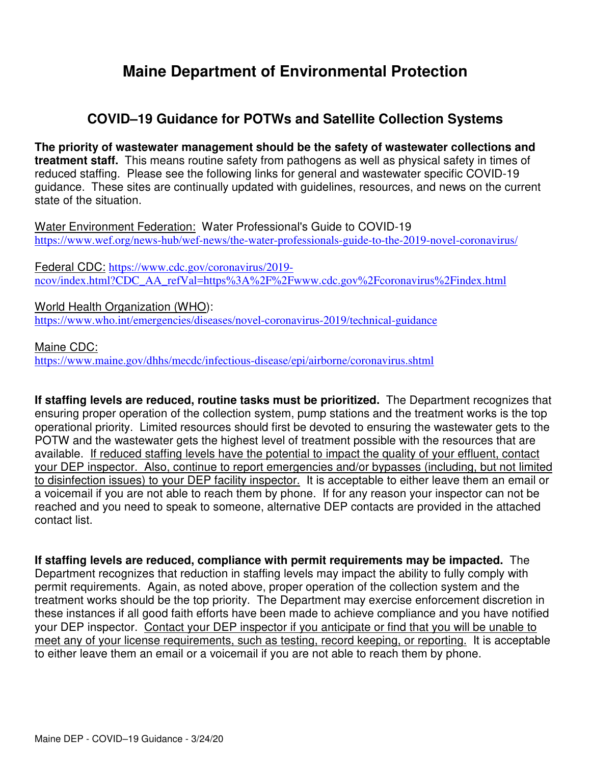# Maine Department of Environmental Protection

## COVID–19 Guidance for POTWs and Satellite Collection Systems

**The priority of wastewater management should be the safety of wastewater collections and treatment staff.** This means routine safety from pathogens as well as physical safety in times of reduced staffing. Please see the following links for general and wastewater specific COVID-19 guidance. These sites are continually updated with guidelines, resources, and news on the current state of the situation.

Water Environment Federation: Water Professional's Guide to COVID-19
https://www.wef.org/news-hub/wef-news/the-water-professionals-guide-to-the-2019-novel-coronavirus/

Federal CDC: https://www.cdc.gov/coronavirus/2019-ncov/index.html?CDC_AA_refVal=https%3A%2F%2Fwww.cdc.gov%2Fcoronavirus%2Findex.html

World Health Organization (WHO):
https://www.who.int/emergencies/diseases/novel-coronavirus-2019/technical-guidance

Maine CDC:
https://www.maine.gov/dhhs/mecdc/infectious-disease/epi/airborne/coronavirus.shtml

**If staffing levels are reduced, routine tasks must be prioritized.** The Department recognizes that ensuring proper operation of the collection system, pump stations and the treatment works is the top operational priority. Limited resources should first be devoted to ensuring the wastewater gets to the POTW and the wastewater gets the highest level of treatment possible with the resources that are available. If reduced staffing levels have the potential to impact the quality of your effluent, contact your DEP inspector. Also, continue to report emergencies and/or bypasses (including, but not limited to disinfection issues) to your DEP facility inspector. It is acceptable to either leave them an email or a voicemail if you are not able to reach them by phone. If for any reason your inspector can not be reached and you need to speak to someone, alternative DEP contacts are provided in the attached contact list.

**If staffing levels are reduced, compliance with permit requirements may be impacted.** The Department recognizes that reduction in staffing levels may impact the ability to fully comply with permit requirements. Again, as noted above, proper operation of the collection system and the treatment works should be the top priority. The Department may exercise enforcement discretion in these instances if all good faith efforts have been made to achieve compliance and you have notified your DEP inspector. Contact your DEP inspector if you anticipate or find that you will be unable to meet any of your license requirements, such as testing, record keeping, or reporting. It is acceptable to either leave them an email or a voicemail if you are not able to reach them by phone.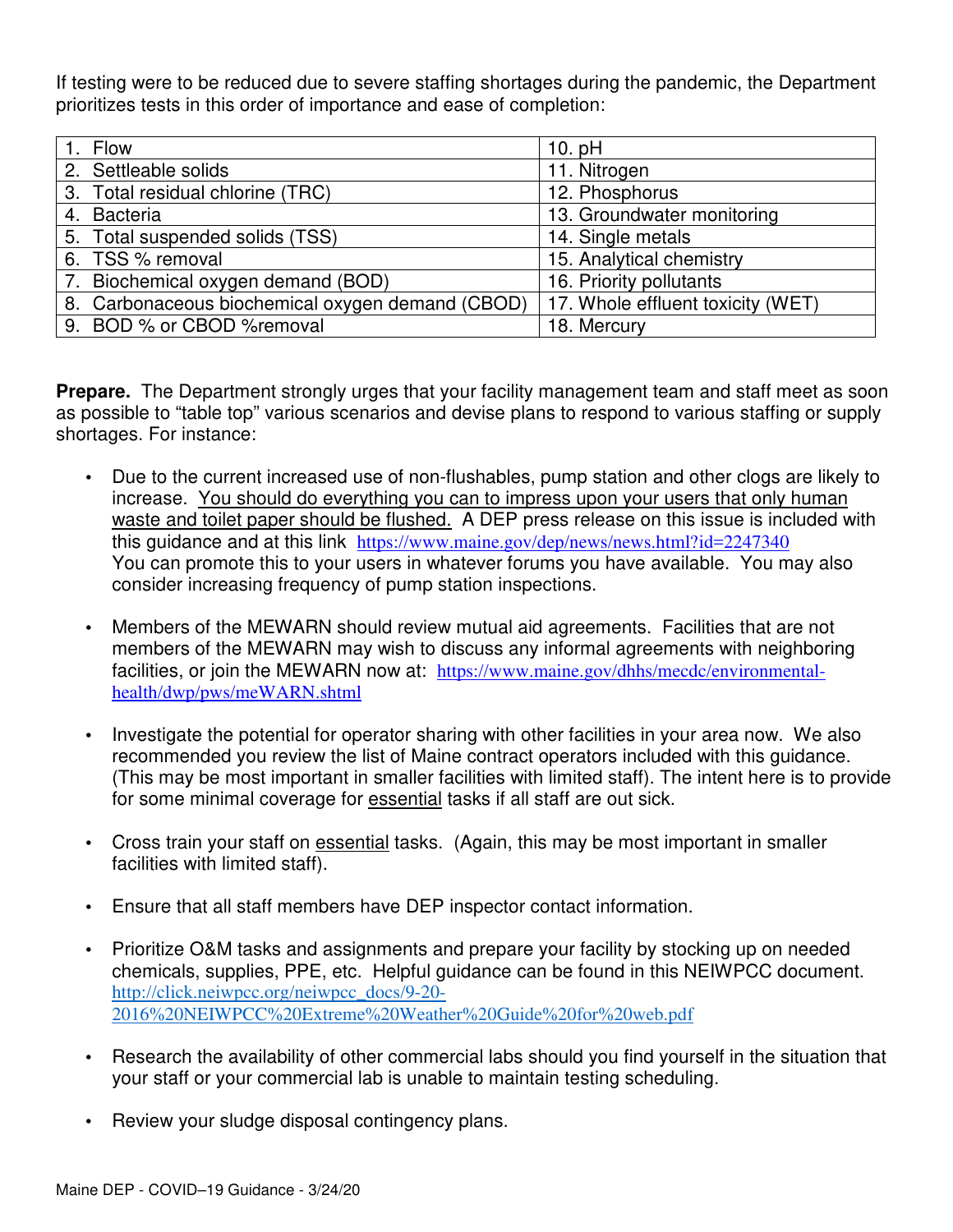If testing were to be reduced due to severe staffing shortages during the pandemic, the Department prioritizes tests in this order of importance and ease of completion:

| | |
|---|---|
| 1. Flow | 10. pH |
| 2. Settleable solids | 11. Nitrogen |
| 3. Total residual chlorine (TRC) | 12. Phosphorus |
| 4. Bacteria | 13. Groundwater monitoring |
| 5. Total suspended solids (TSS) | 14. Single metals |
| 6. TSS % removal | 15. Analytical chemistry |
| 7. Biochemical oxygen demand (BOD) | 16. Priority pollutants |
| 8. Carbonaceous biochemical oxygen demand (CBOD) | 17. Whole effluent toxicity (WET) |
| 9. BOD % or CBOD %removal | 18. Mercury |

**Prepare.** The Department strongly urges that your facility management team and staff meet as soon as possible to "table top" various scenarios and devise plans to respond to various staffing or supply shortages. For instance:

- Due to the current increased use of non-flushables, pump station and other clogs are likely to increase. You should do everything you can to impress upon your users that only human waste and toilet paper should be flushed. A DEP press release on this issue is included with this guidance and at this link https://www.maine.gov/dep/news/news.html?id=2247340 You can promote this to your users in whatever forums you have available. You may also consider increasing frequency of pump station inspections.
- Members of the MEWARN should review mutual aid agreements. Facilities that are not members of the MEWARN may wish to discuss any informal agreements with neighboring facilities, or join the MEWARN now at: https://www.maine.gov/dhhs/mecdc/environmental-health/dwp/pws/meWARN.shtml
- Investigate the potential for operator sharing with other facilities in your area now. We also recommended you review the list of Maine contract operators included with this guidance. (This may be most important in smaller facilities with limited staff). The intent here is to provide for some minimal coverage for essential tasks if all staff are out sick.
- Cross train your staff on essential tasks. (Again, this may be most important in smaller facilities with limited staff).
- Ensure that all staff members have DEP inspector contact information.
- Prioritize O&M tasks and assignments and prepare your facility by stocking up on needed chemicals, supplies, PPE, etc. Helpful guidance can be found in this NEIWPCC document. http://click.neiwpcc.org/neiwpcc_docs/9-20-2016%20NEIWPCC%20Extreme%20Weather%20Guide%20for%20web.pdf
- Research the availability of other commercial labs should you find yourself in the situation that your staff or your commercial lab is unable to maintain testing scheduling.
- Review your sludge disposal contingency plans.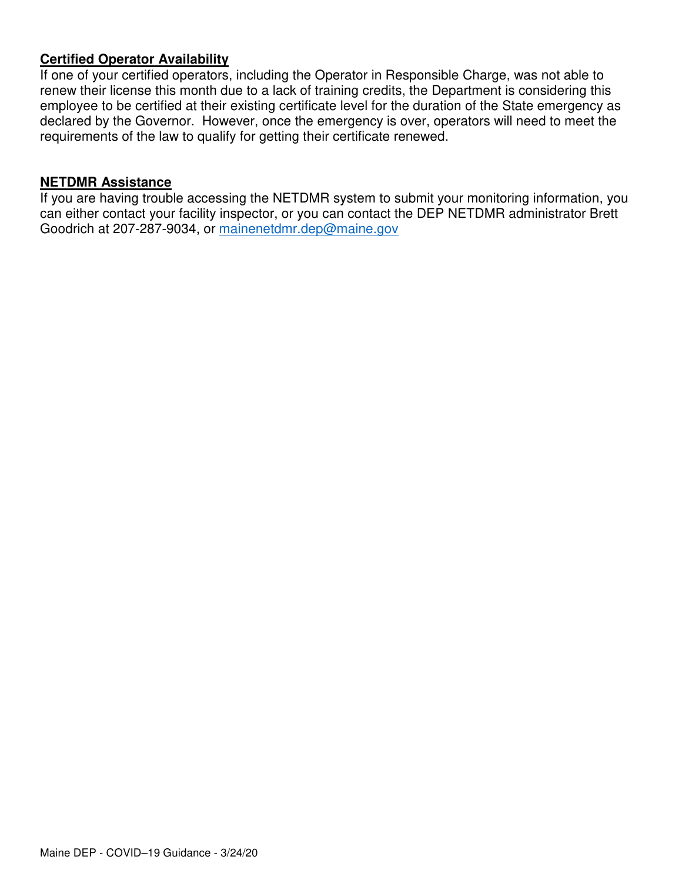**Certified Operator Availability**

If one of your certified operators, including the Operator in Responsible Charge, was not able to renew their license this month due to a lack of training credits, the Department is considering this employee to be certified at their existing certificate level for the duration of the State emergency as declared by the Governor. However, once the emergency is over, operators will need to meet the requirements of the law to qualify for getting their certificate renewed.

**NETDMR Assistance**

If you are having trouble accessing the NETDMR system to submit your monitoring information, you can either contact your facility inspector, or you can contact the DEP NETDMR administrator Brett Goodrich at 207-287-9034, or mainenetdmr.dep@maine.gov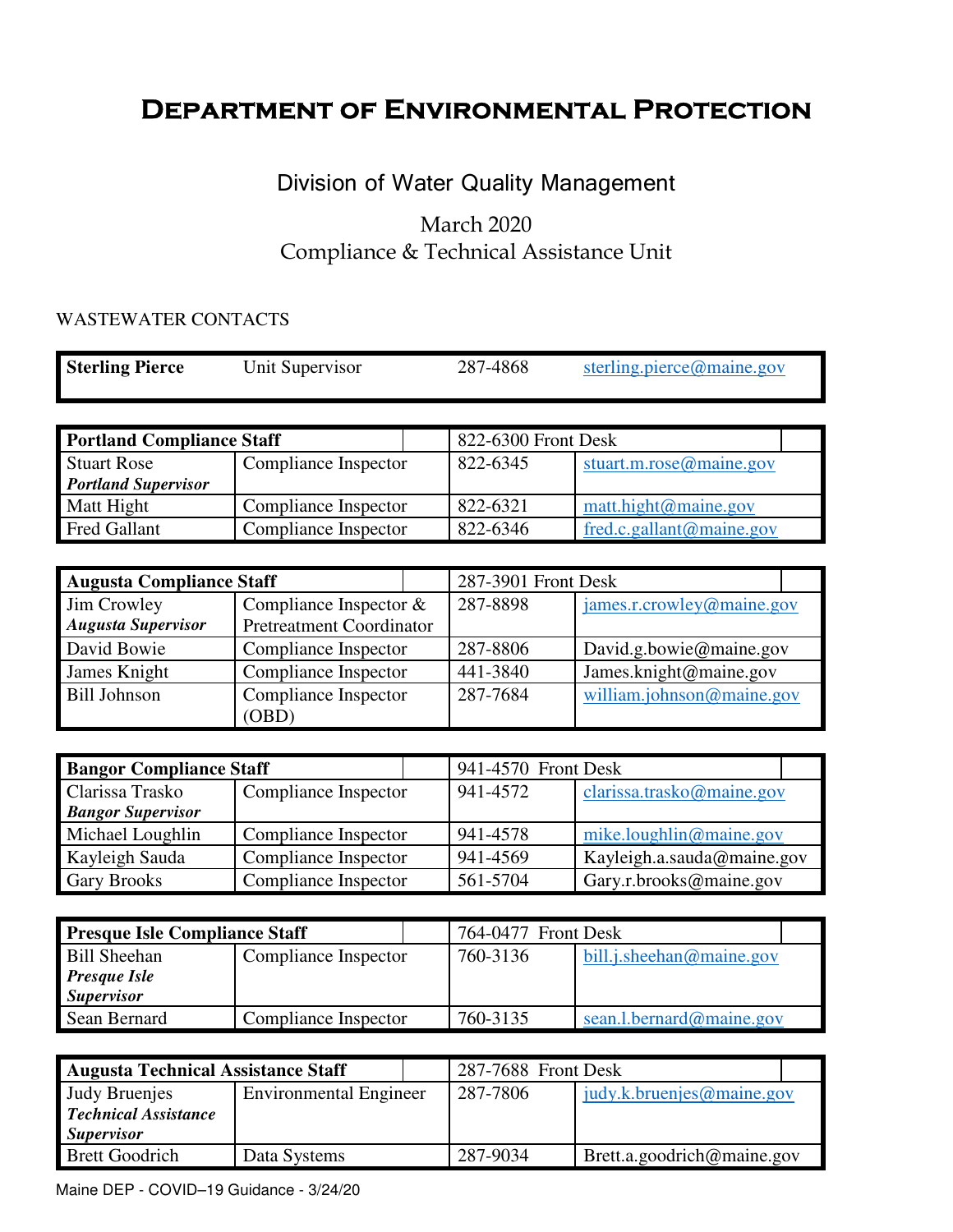# Department of Environmental Protection

## Division of Water Quality Management

March 2020
Compliance & Technical Assistance Unit

WASTEWATER CONTACTS

| **Sterling Pierce** | Unit Supervisor | 287-4868 | sterling.pierce@maine.gov |
|---|---|---|---|

| **Portland Compliance Staff** | | 822-6300 Front Desk | |
|---|---|---|---|
| Stuart Rose<br>***Portland Supervisor*** | Compliance Inspector | 822-6345 | stuart.m.rose@maine.gov |
| Matt Hight | Compliance Inspector | 822-6321 | matt.hight@maine.gov |
| Fred Gallant | Compliance Inspector | 822-6346 | fred.c.gallant@maine.gov |

| **Augusta Compliance Staff** | | 287-3901 Front Desk | |
|---|---|---|---|
| Jim Crowley<br>***Augusta Supervisor*** | Compliance Inspector & Pretreatment Coordinator | 287-8898 | james.r.crowley@maine.gov |
| David Bowie | Compliance Inspector | 287-8806 | David.g.bowie@maine.gov |
| James Knight | Compliance Inspector | 441-3840 | James.knight@maine.gov |
| Bill Johnson | Compliance Inspector (OBD) | 287-7684 | william.johnson@maine.gov |

| **Bangor Compliance Staff** | | 941-4570 Front Desk | |
|---|---|---|---|
| Clarissa Trasko<br>***Bangor Supervisor*** | Compliance Inspector | 941-4572 | clarissa.trasko@maine.gov |
| Michael Loughlin | Compliance Inspector | 941-4578 | mike.loughlin@maine.gov |
| Kayleigh Sauda | Compliance Inspector | 941-4569 | Kayleigh.a.sauda@maine.gov |
| Gary Brooks | Compliance Inspector | 561-5704 | Gary.r.brooks@maine.gov |

| **Presque Isle Compliance Staff** | | 764-0477 Front Desk | |
|---|---|---|---|
| Bill Sheehan<br>***Presque Isle Supervisor*** | Compliance Inspector | 760-3136 | bill.j.sheehan@maine.gov |
| Sean Bernard | Compliance Inspector | 760-3135 | sean.l.bernard@maine.gov |

| **Augusta Technical Assistance Staff** | | 287-7688 Front Desk | |
|---|---|---|---|
| Judy Bruenjes<br>***Technical Assistance Supervisor*** | Environmental Engineer | 287-7806 | judy.k.bruenjes@maine.gov |
| Brett Goodrich | Data Systems | 287-9034 | Brett.a.goodrich@maine.gov |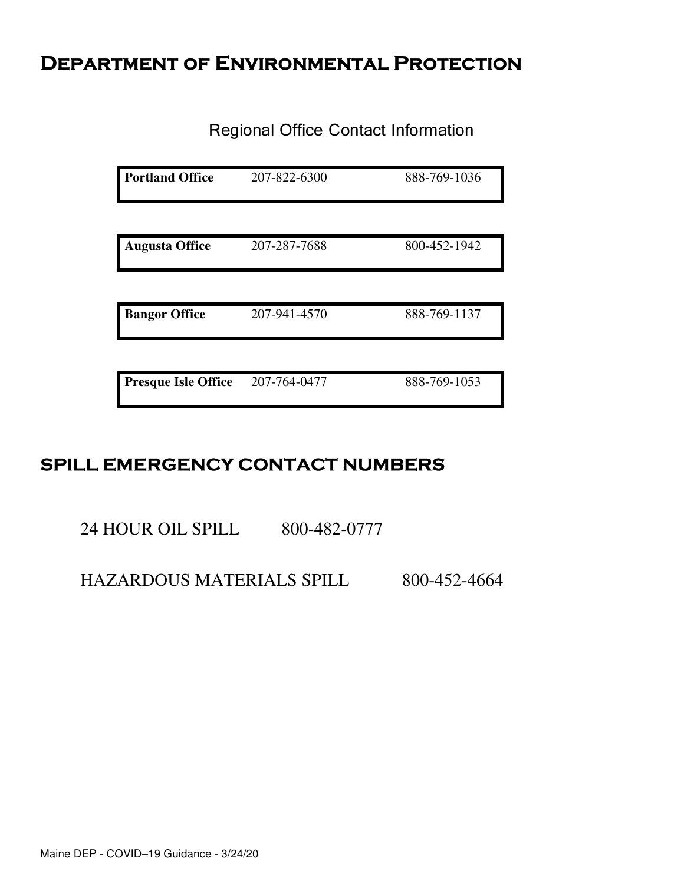# Department of Environmental Protection

## Regional Office Contact Information

| **Portland Office** | 207-822-6300 | 888-769-1036 |
|---|---|---|
| **Augusta Office** | 207-287-7688 | 800-452-1942 |
| **Bangor Office** | 207-941-4570 | 888-769-1137 |
| **Presque Isle Office** | 207-764-0477 | 888-769-1053 |

# SPILL EMERGENCY CONTACT NUMBERS

24 HOUR OIL SPILL 800-482-0777

HAZARDOUS MATERIALS SPILL 800-452-4664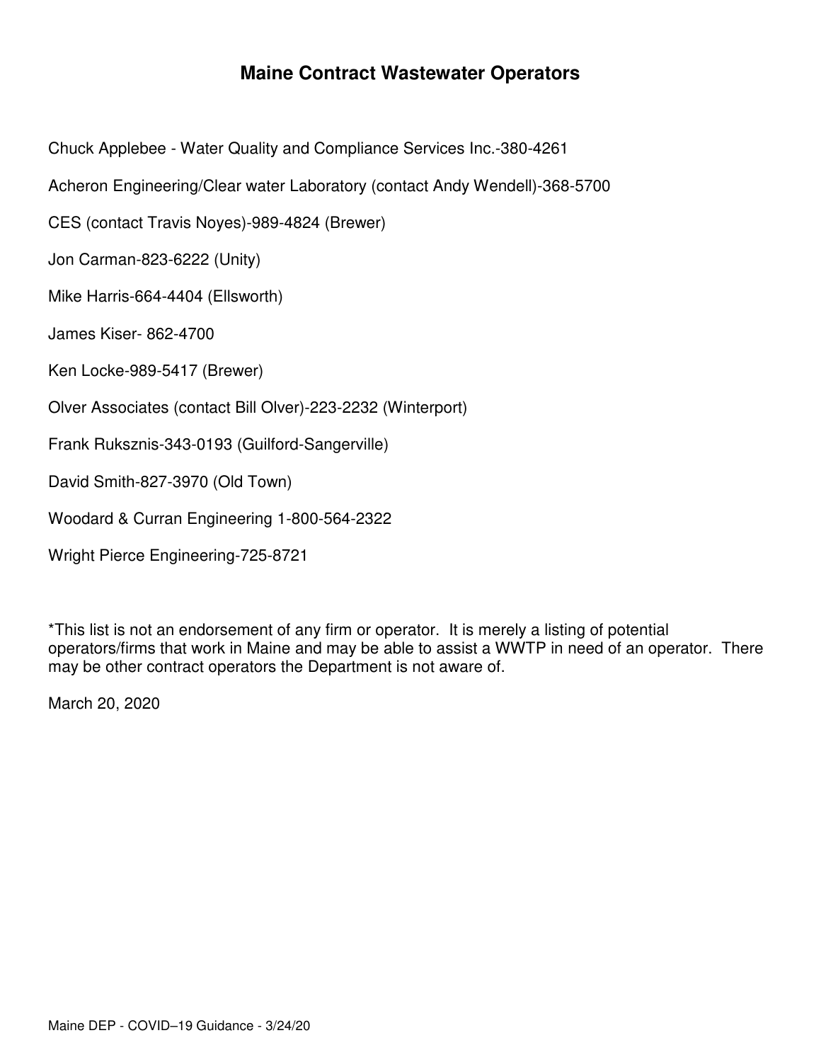# Maine Contract Wastewater Operators

Chuck Applebee - Water Quality and Compliance Services Inc.-380-4261

Acheron Engineering/Clear water Laboratory (contact Andy Wendell)-368-5700

CES (contact Travis Noyes)-989-4824 (Brewer)

Jon Carman-823-6222 (Unity)

Mike Harris-664-4404 (Ellsworth)

James Kiser- 862-4700

Ken Locke-989-5417 (Brewer)

Olver Associates (contact Bill Olver)-223-2232 (Winterport)

Frank Ruksznis-343-0193 (Guilford-Sangerville)

David Smith-827-3970 (Old Town)

Woodard & Curran Engineering 1-800-564-2322

Wright Pierce Engineering-725-8721

*This list is not an endorsement of any firm or operator. It is merely a listing of potential operators/firms that work in Maine and may be able to assist a WWTP in need of an operator. There may be other contract operators the Department is not aware of.

March 20, 2020